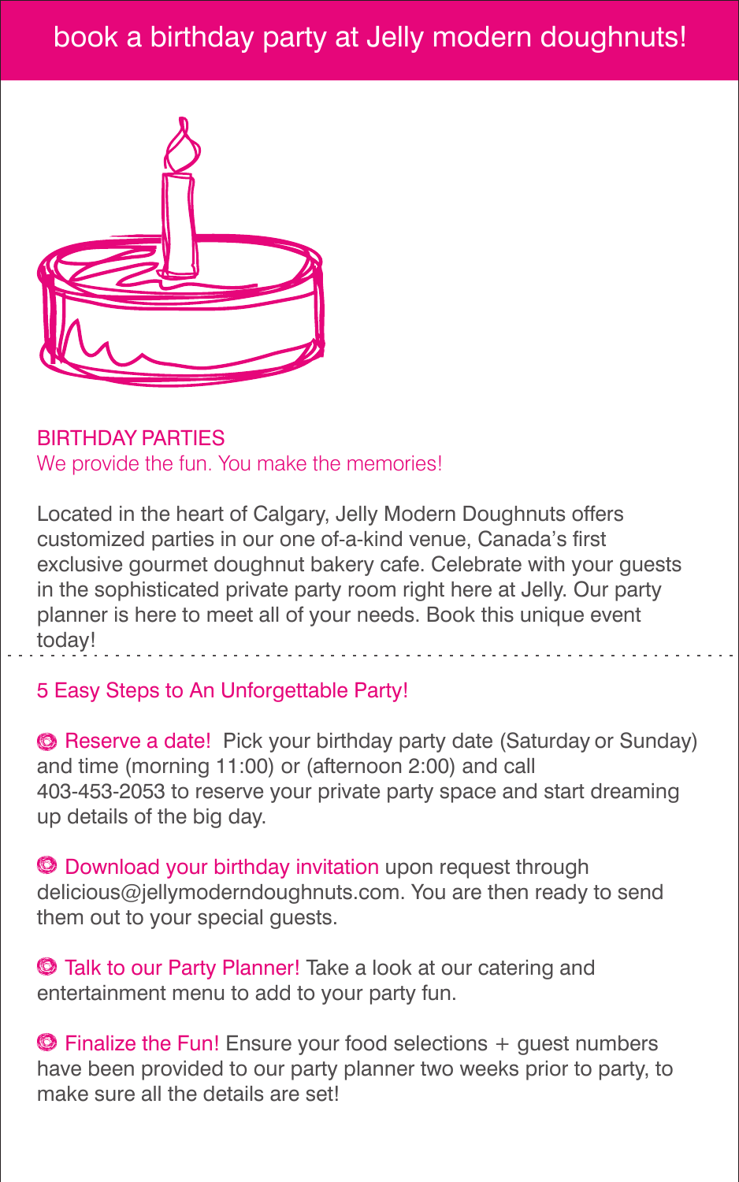# book a birthday party at Jelly modern doughnuts!

## BIRTHDAY PARTIES

We provide the fun. You make the memories!

Located in the heart of Calgary, Jelly Modern Doughnuts offers customized parties in our one of-a-kind venue, Canada's first exclusive gourmet doughnut bakery cafe. Celebrate with your guests in the sophisticated private party room right here at Jelly. Our party planner is here to meet all of your needs. Book this unique event today!

---

## 5 Easy Steps to An Unforgettable Party!

- **Reserve a date!** Pick your birthday party date (Saturday or Sunday) and time (morning 11:00) or (afternoon 2:00) and call 403-453-2053 to reserve your private party space and start dreaming up details of the big day.

- **Download your birthday invitation** upon request through delicious@jellymoderndoughnuts.com. You are then ready to send them out to your special guests.

- **Talk to our Party Planner!** Take a look at our catering and entertainment menu to add to your party fun.

- **Finalize the Fun!** Ensure your food selections + guest numbers have been provided to our party planner two weeks prior to party, to make sure all the details are set!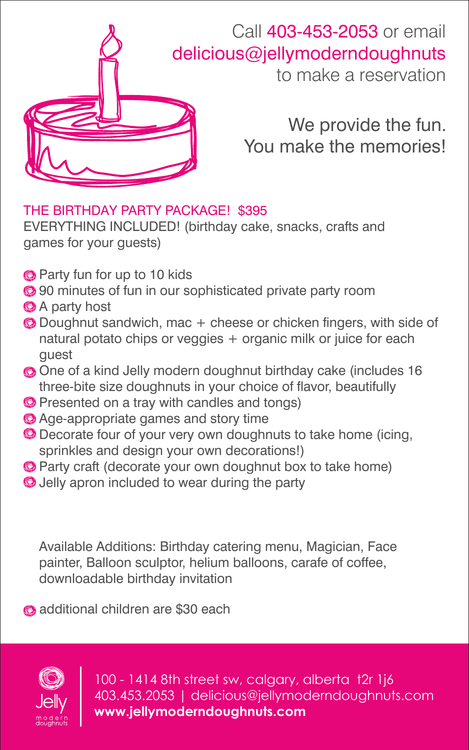Call 403-453-2053 or email delicious@jellymoderndoughnuts to make a reservation

We provide the fun.
You make the memories!

## THE BIRTHDAY PARTY PACKAGE! $395

EVERYTHING INCLUDED! (birthday cake, snacks, crafts and games for your guests)

- Party fun for up to 10 kids
- 90 minutes of fun in our sophisticated private party room
- A party host
- Doughnut sandwich, mac + cheese or chicken fingers, with side of natural potato chips or veggies + organic milk or juice for each guest
- One of a kind Jelly modern doughnut birthday cake (includes 16 three-bite size doughnuts in your choice of flavor, beautifully
- Presented on a tray with candles and tongs)
- Age-appropriate games and story time
- Decorate four of your very own doughnuts to take home (icing, sprinkles and design your own decorations!)
- Party craft (decorate your own doughnut box to take home)
- Jelly apron included to wear during the party

Available Additions: Birthday catering menu, Magician, Face painter, Balloon sculptor, helium balloons, carafe of coffee, downloadable birthday invitation

- additional children are $30 each

Jelly modern doughnuts

100 - 1414 8th street sw, calgary, alberta t2r 1j6
403.453.2053 | delicious@jellymoderndoughnuts.com
**www.jellymoderndoughnuts.com**